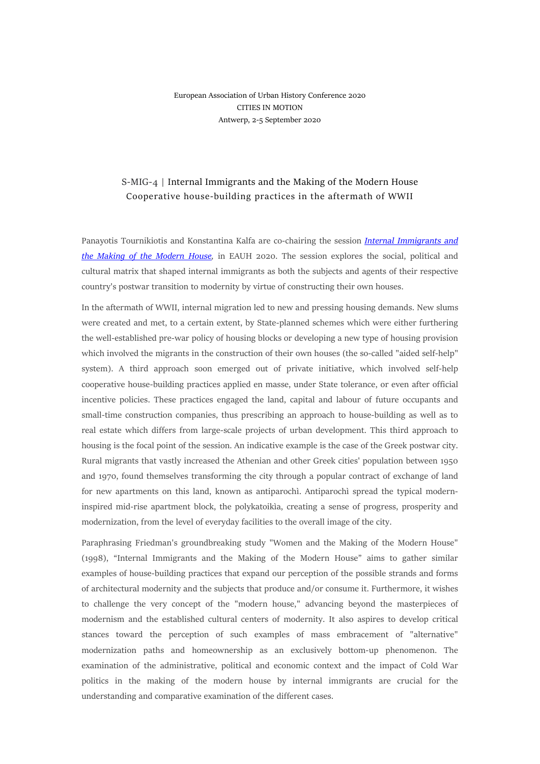European Association of Urban History Conference 2020
CITIES IN MOTION
Antwerp, 2-5 September 2020

# S-MIG-4 | Internal Immigrants and the Making of the Modern House

## Cooperative house-building practices in the aftermath of WWII

Panayotis Tournikiotis and Konstantina Kalfa are co-chairing the session *Internal Immigrants and the Making of the Modern House*, in EAUH 2020. The session explores the social, political and cultural matrix that shaped internal immigrants as both the subjects and agents of their respective country's postwar transition to modernity by virtue of constructing their own houses.

In the aftermath of WWII, internal migration led to new and pressing housing demands. New slums were created and met, to a certain extent, by State-planned schemes which were either furthering the well-established pre-war policy of housing blocks or developing a new type of housing provision which involved the migrants in the construction of their own houses (the so-called "aided self-help" system). A third approach soon emerged out of private initiative, which involved self-help cooperative house-building practices applied en masse, under State tolerance, or even after official incentive policies. These practices engaged the land, capital and labour of future occupants and small-time construction companies, thus prescribing an approach to house-building as well as to real estate which differs from large-scale projects of urban development. This third approach to housing is the focal point of the session. An indicative example is the case of the Greek postwar city. Rural migrants that vastly increased the Athenian and other Greek cities' population between 1950 and 1970, found themselves transforming the city through a popular contract of exchange of land for new apartments on this land, known as antiparochì. Antiparochì spread the typical modern-inspired mid-rise apartment block, the polykatoikìa, creating a sense of progress, prosperity and modernization, from the level of everyday facilities to the overall image of the city.

Paraphrasing Friedman's groundbreaking study "Women and the Making of the Modern House" (1998), "Internal Immigrants and the Making of the Modern House" aims to gather similar examples of house-building practices that expand our perception of the possible strands and forms of architectural modernity and the subjects that produce and/or consume it. Furthermore, it wishes to challenge the very concept of the "modern house," advancing beyond the masterpieces of modernism and the established cultural centers of modernity. It also aspires to develop critical stances toward the perception of such examples of mass embracement of "alternative" modernization paths and homeownership as an exclusively bottom-up phenomenon. The examination of the administrative, political and economic context and the impact of Cold War politics in the making of the modern house by internal immigrants are crucial for the understanding and comparative examination of the different cases.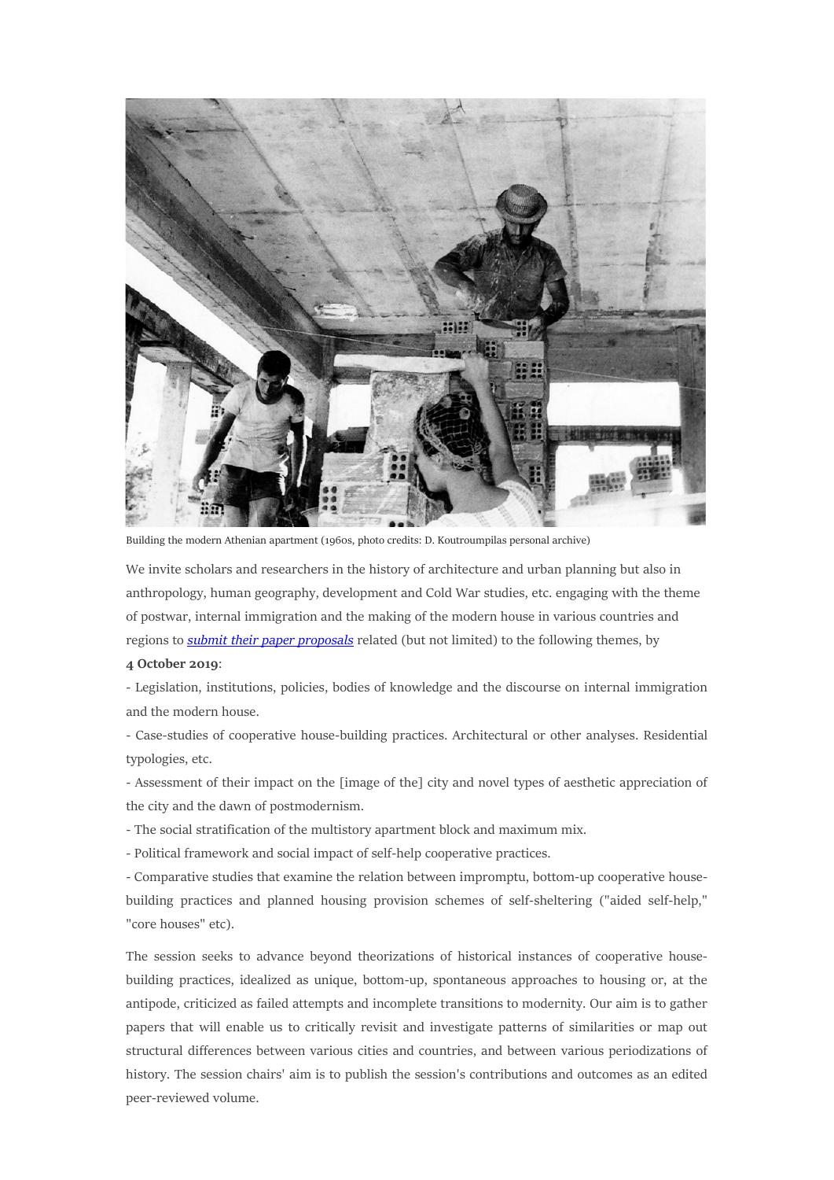Building the modern Athenian apartment (1960s, photo credits: D. Koutroumpilas personal archive)

We invite scholars and researchers in the history of architecture and urban planning but also in anthropology, human geography, development and Cold War studies, etc. engaging with the theme of postwar, internal immigration and the making of the modern house in various countries and regions to ***submit their paper proposals*** related (but not limited) to the following themes, by **4 October 2019**:

- Legislation, institutions, policies, bodies of knowledge and the discourse on internal immigration and the modern house.
- Case-studies of cooperative house-building practices. Architectural or other analyses. Residential typologies, etc.
- Assessment of their impact on the [image of the] city and novel types of aesthetic appreciation of the city and the dawn of postmodernism.
- The social stratification of the multistory apartment block and maximum mix.
- Political framework and social impact of self-help cooperative practices.
- Comparative studies that examine the relation between impromptu, bottom-up cooperative house-building practices and planned housing provision schemes of self-sheltering ("aided self-help," "core houses" etc).

The session seeks to advance beyond theorizations of historical instances of cooperative house-building practices, idealized as unique, bottom-up, spontaneous approaches to housing or, at the antipode, criticized as failed attempts and incomplete transitions to modernity. Our aim is to gather papers that will enable us to critically revisit and investigate patterns of similarities or map out structural differences between various cities and countries, and between various periodizations of history. The session chairs' aim is to publish the session's contributions and outcomes as an edited peer-reviewed volume.